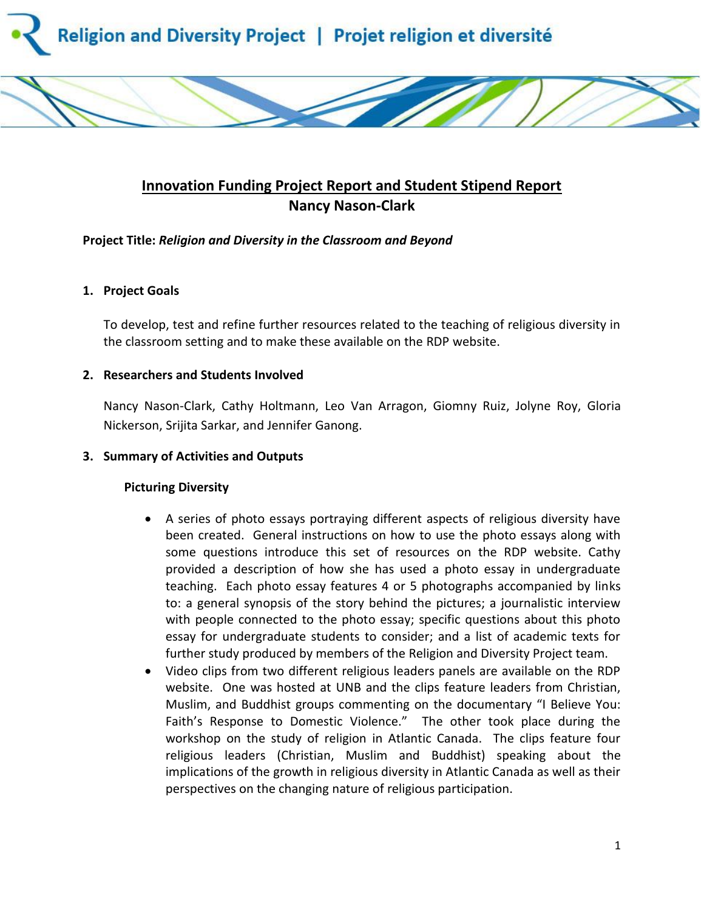Religion and Diversity Project | Projet religion et diversité

# Innovation Funding Project Report and Student Stipend Report

## Nancy Nason-Clark

**Project Title:** ***Religion and Diversity in the Classroom and Beyond***

### 1. Project Goals

To develop, test and refine further resources related to the teaching of religious diversity in the classroom setting and to make these available on the RDP website.

### 2. Researchers and Students Involved

Nancy Nason-Clark, Cathy Holtmann, Leo Van Arragon, Giomny Ruiz, Jolyne Roy, Gloria Nickerson, Srijita Sarkar, and Jennifer Ganong.

### 3. Summary of Activities and Outputs

#### Picturing Diversity

- A series of photo essays portraying different aspects of religious diversity have been created. General instructions on how to use the photo essays along with some questions introduce this set of resources on the RDP website. Cathy provided a description of how she has used a photo essay in undergraduate teaching. Each photo essay features 4 or 5 photographs accompanied by links to: a general synopsis of the story behind the pictures; a journalistic interview with people connected to the photo essay; specific questions about this photo essay for undergraduate students to consider; and a list of academic texts for further study produced by members of the Religion and Diversity Project team.
- Video clips from two different religious leaders panels are available on the RDP website. One was hosted at UNB and the clips feature leaders from Christian, Muslim, and Buddhist groups commenting on the documentary "I Believe You: Faith's Response to Domestic Violence." The other took place during the workshop on the study of religion in Atlantic Canada. The clips feature four religious leaders (Christian, Muslim and Buddhist) speaking about the implications of the growth in religious diversity in Atlantic Canada as well as their perspectives on the changing nature of religious participation.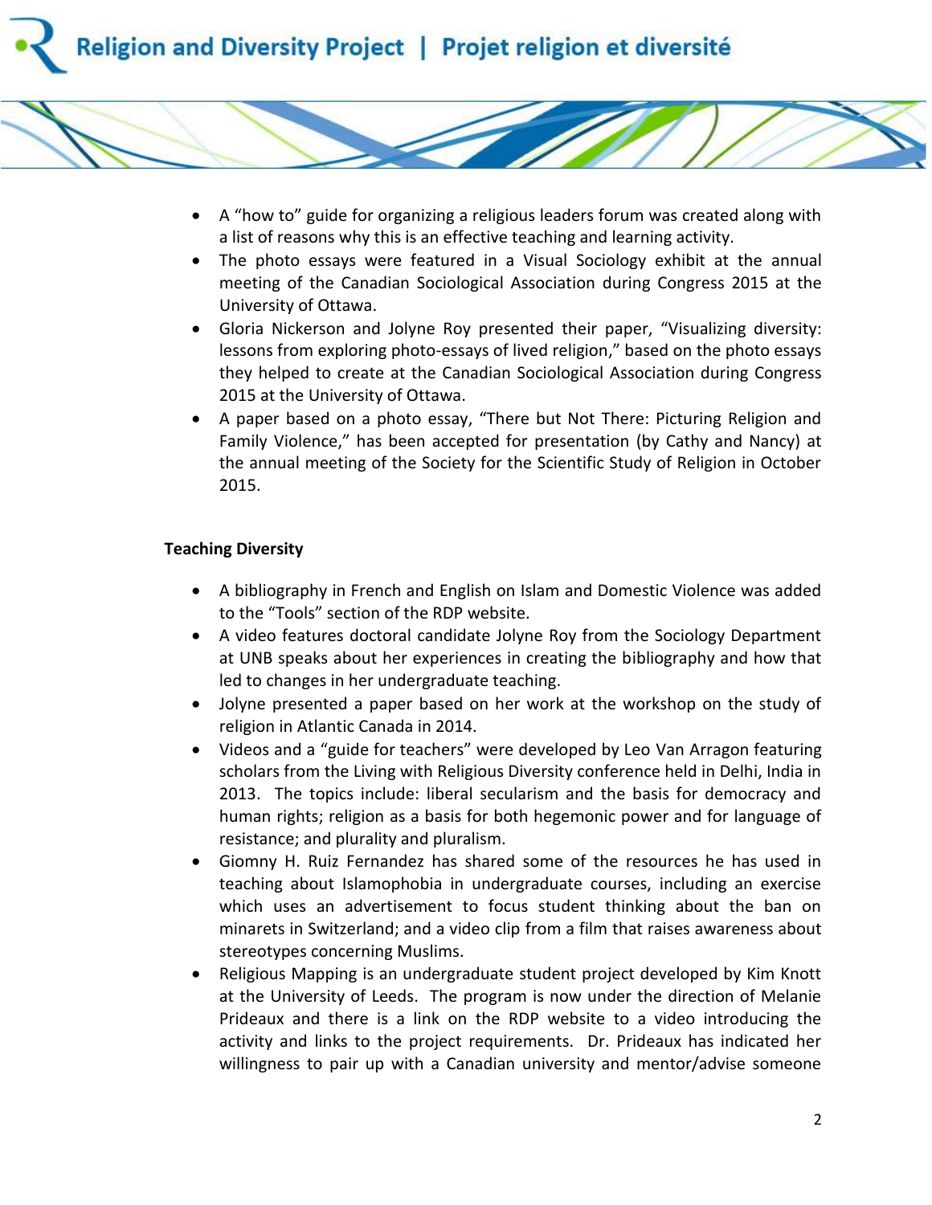- A "how to" guide for organizing a religious leaders forum was created along with a list of reasons why this is an effective teaching and learning activity.
- The photo essays were featured in a Visual Sociology exhibit at the annual meeting of the Canadian Sociological Association during Congress 2015 at the University of Ottawa.
- Gloria Nickerson and Jolyne Roy presented their paper, "Visualizing diversity: lessons from exploring photo-essays of lived religion," based on the photo essays they helped to create at the Canadian Sociological Association during Congress 2015 at the University of Ottawa.
- A paper based on a photo essay, "There but Not There: Picturing Religion and Family Violence," has been accepted for presentation (by Cathy and Nancy) at the annual meeting of the Society for the Scientific Study of Religion in October 2015.

**Teaching Diversity**

- A bibliography in French and English on Islam and Domestic Violence was added to the "Tools" section of the RDP website.
- A video features doctoral candidate Jolyne Roy from the Sociology Department at UNB speaks about her experiences in creating the bibliography and how that led to changes in her undergraduate teaching.
- Jolyne presented a paper based on her work at the workshop on the study of religion in Atlantic Canada in 2014.
- Videos and a "guide for teachers" were developed by Leo Van Arragon featuring scholars from the Living with Religious Diversity conference held in Delhi, India in 2013. The topics include: liberal secularism and the basis for democracy and human rights; religion as a basis for both hegemonic power and for language of resistance; and plurality and pluralism.
- Giomny H. Ruiz Fernandez has shared some of the resources he has used in teaching about Islamophobia in undergraduate courses, including an exercise which uses an advertisement to focus student thinking about the ban on minarets in Switzerland; and a video clip from a film that raises awareness about stereotypes concerning Muslims.
- Religious Mapping is an undergraduate student project developed by Kim Knott at the University of Leeds. The program is now under the direction of Melanie Prideaux and there is a link on the RDP website to a video introducing the activity and links to the project requirements. Dr. Prideaux has indicated her willingness to pair up with a Canadian university and mentor/advise someone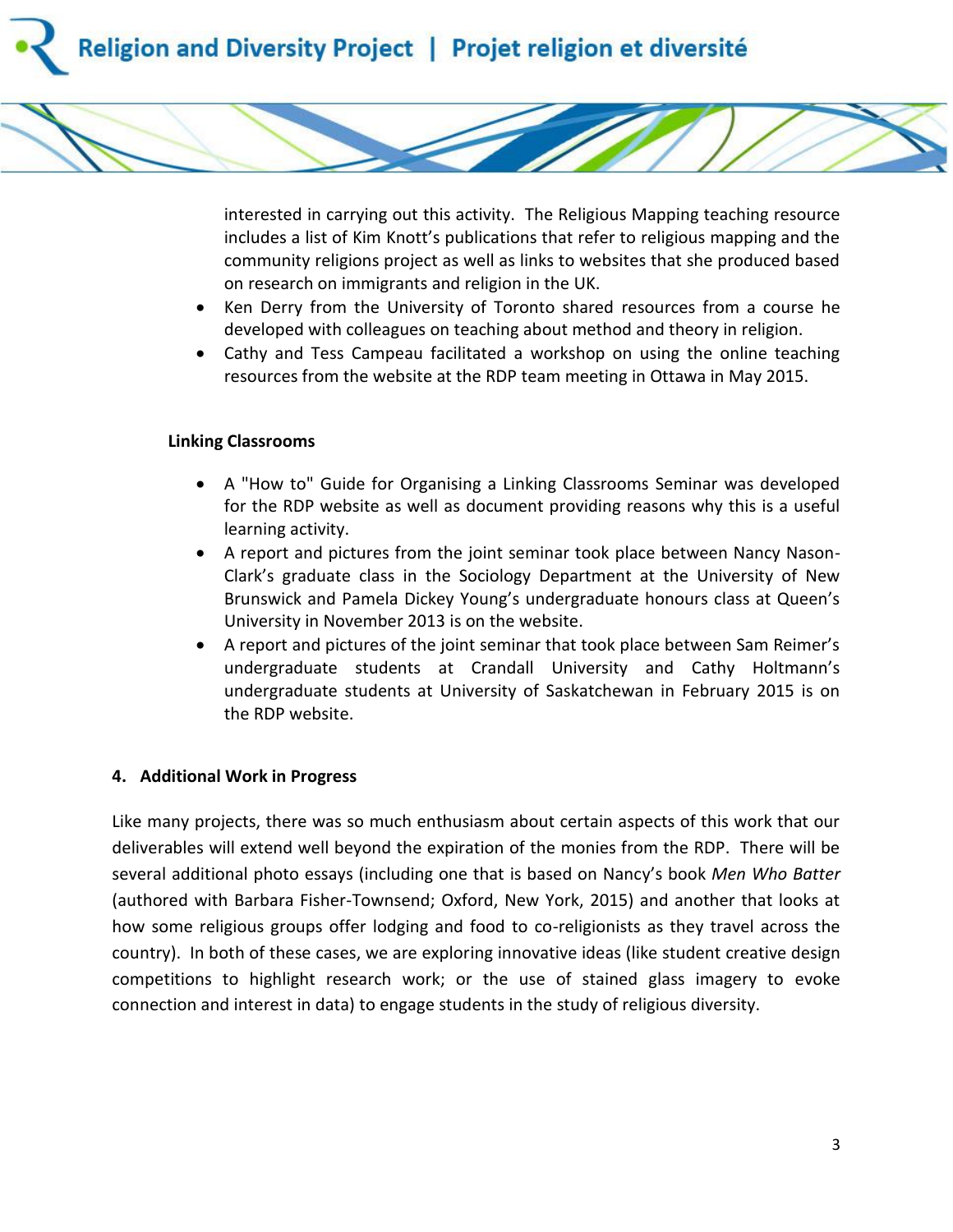interested in carrying out this activity. The Religious Mapping teaching resource includes a list of Kim Knott's publications that refer to religious mapping and the community religions project as well as links to websites that she produced based on research on immigrants and religion in the UK.

- Ken Derry from the University of Toronto shared resources from a course he developed with colleagues on teaching about method and theory in religion.
- Cathy and Tess Campeau facilitated a workshop on using the online teaching resources from the website at the RDP team meeting in Ottawa in May 2015.

**Linking Classrooms**

- A "How to" Guide for Organising a Linking Classrooms Seminar was developed for the RDP website as well as document providing reasons why this is a useful learning activity.
- A report and pictures from the joint seminar took place between Nancy Nason-Clark's graduate class in the Sociology Department at the University of New Brunswick and Pamela Dickey Young's undergraduate honours class at Queen's University in November 2013 is on the website.
- A report and pictures of the joint seminar that took place between Sam Reimer's undergraduate students at Crandall University and Cathy Holtmann's undergraduate students at University of Saskatchewan in February 2015 is on the RDP website.

## 4. Additional Work in Progress

Like many projects, there was so much enthusiasm about certain aspects of this work that our deliverables will extend well beyond the expiration of the monies from the RDP. There will be several additional photo essays (including one that is based on Nancy's book *Men Who Batter* (authored with Barbara Fisher-Townsend; Oxford, New York, 2015) and another that looks at how some religious groups offer lodging and food to co-religionists as they travel across the country). In both of these cases, we are exploring innovative ideas (like student creative design competitions to highlight research work; or the use of stained glass imagery to evoke connection and interest in data) to engage students in the study of religious diversity.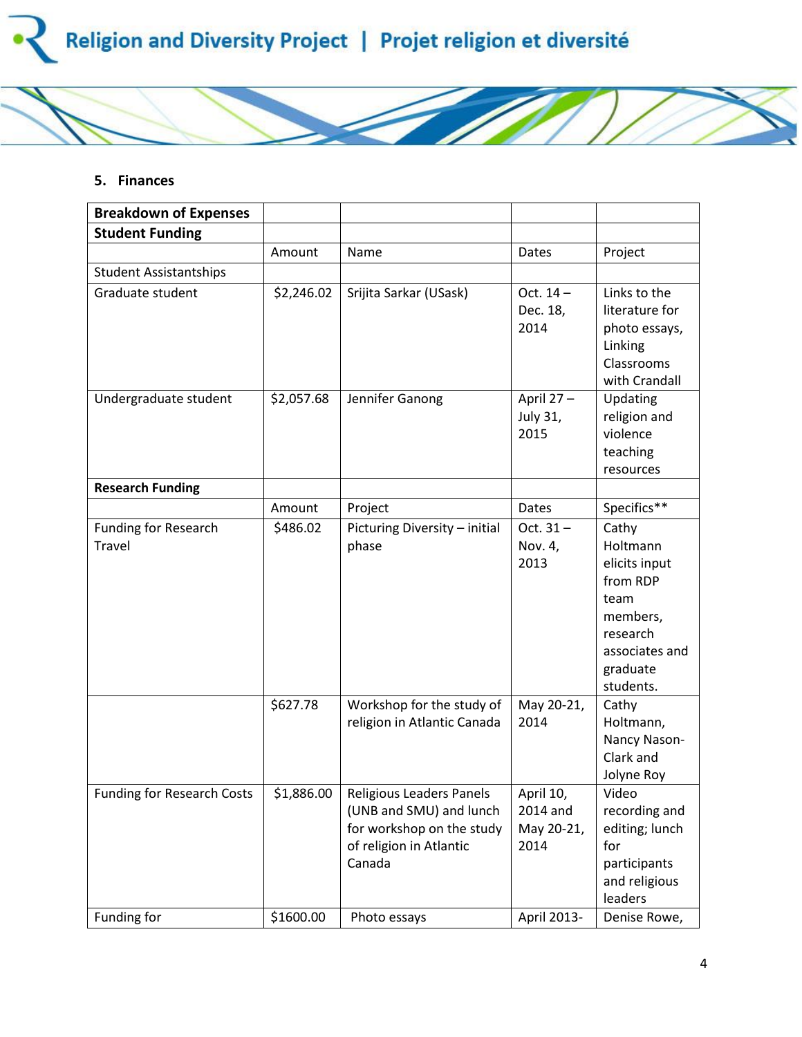## 5. Finances

| Breakdown of Expenses | | | | |
|---|---|---|---|---|
| **Student Funding** | | | | |
| | Amount | Name | Dates | Project |
| Student Assistantships | | | | |
| Graduate student | $2,246.02 | Srijita Sarkar (USask) | Oct. 14 – Dec. 18, 2014 | Links to the literature for photo essays, Linking Classrooms with Crandall |
| Undergraduate student | $2,057.68 | Jennifer Ganong | April 27 – July 31, 2015 | Updating religion and violence teaching resources |
| **Research Funding** | | | | |
| | Amount | Project | Dates | Specifics** |
| Funding for Research Travel | $486.02 | Picturing Diversity – initial phase | Oct. 31 – Nov. 4, 2013 | Cathy Holtmann elicits input from RDP team members, research associates and graduate students. |
| | $627.78 | Workshop for the study of religion in Atlantic Canada | May 20-21, 2014 | Cathy Holtmann, Nancy Nason-Clark and Jolyne Roy |
| Funding for Research Costs | $1,886.00 | Religious Leaders Panels (UNB and SMU) and lunch for workshop on the study of religion in Atlantic Canada | April 10, 2014 and May 20-21, 2014 | Video recording and editing; lunch for participants and religious leaders |
| Funding for | $1600.00 | Photo essays | April 2013- | Denise Rowe, |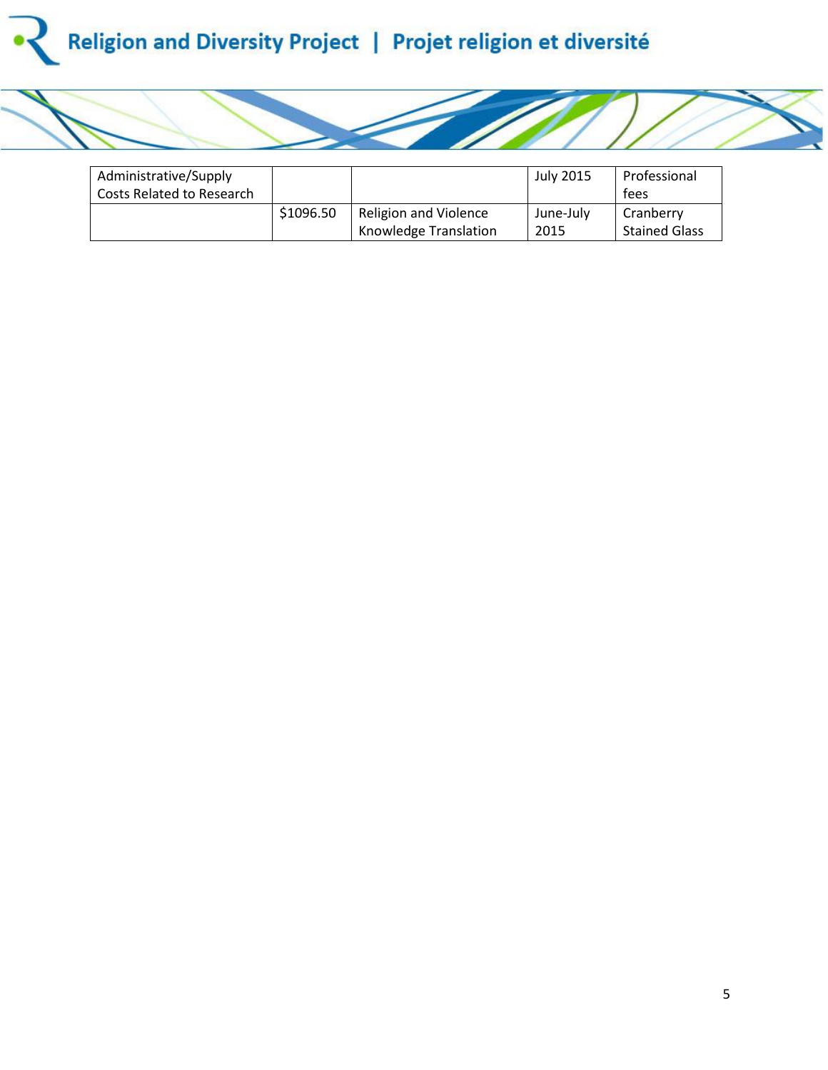| | | | | |
|---|---|---|---|---|
| Administrative/Supply Costs Related to Research | | | July 2015 | Professional fees |
| | $1096.50 | Religion and Violence Knowledge Translation | June-July 2015 | Cranberry Stained Glass |